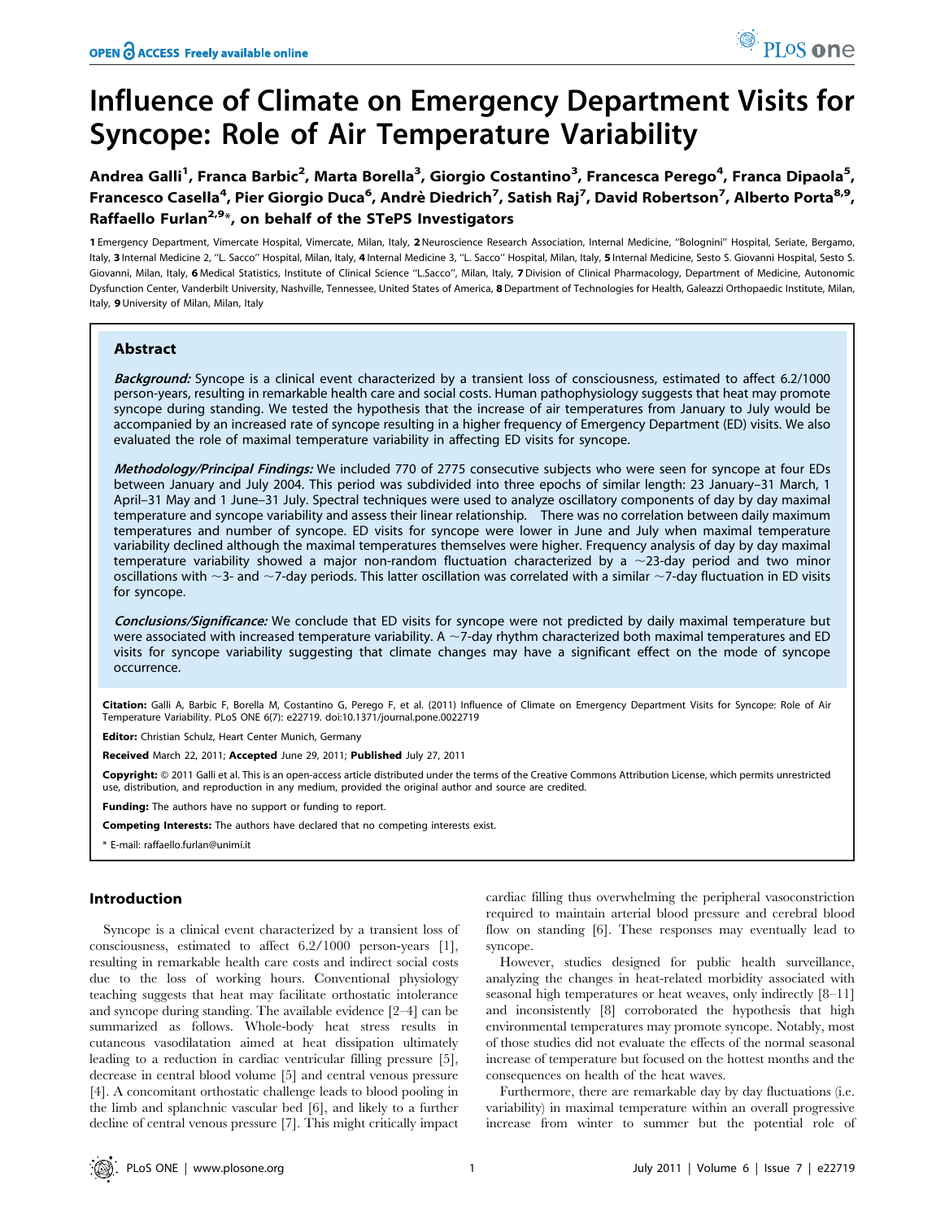# Influence of Climate on Emergency Department Visits for Syncope: Role of Air Temperature Variability

**Andrea Galli[1], Franca Barbic[2], Marta Borella[3], Giorgio Costantino[3], Francesca Perego[4], Franca Dipaola[5], Francesco Casella[4], Pier Giorgio Duca[6], Andrè Diedrich[7], Satish Raj[7], David Robertson[7], Alberto Porta[8,9], Raffaello Furlan[2,9]*, on behalf of the STePS Investigators**

1 Emergency Department, Vimercate Hospital, Vimercate, Milan, Italy, 2 Neuroscience Research Association, Internal Medicine, "Bolognini" Hospital, Seriate, Bergamo, Italy, 3 Internal Medicine 2, "L. Sacco" Hospital, Milan, Italy, 4 Internal Medicine 3, "L. Sacco" Hospital, Milan, Italy, 5 Internal Medicine, Sesto S. Giovanni Hospital, Sesto S. Giovanni, Milan, Italy, 6 Medical Statistics, Institute of Clinical Science "L.Sacco", Milan, Italy, 7 Division of Clinical Pharmacology, Department of Medicine, Autonomic Dysfunction Center, Vanderbilt University, Nashville, Tennessee, United States of America, 8 Department of Technologies for Health, Galeazzi Orthopaedic Institute, Milan, Italy, 9 University of Milan, Milan, Italy

## Abstract

***Background:*** Syncope is a clinical event characterized by a transient loss of consciousness, estimated to affect 6.2/1000 person-years, resulting in remarkable health care and social costs. Human pathophysiology suggests that heat may promote syncope during standing. We tested the hypothesis that the increase of air temperatures from January to July would be accompanied by an increased rate of syncope resulting in a higher frequency of Emergency Department (ED) visits. We also evaluated the role of maximal temperature variability in affecting ED visits for syncope.

***Methodology/Principal Findings:*** We included 770 of 2775 consecutive subjects who were seen for syncope at four EDs between January and July 2004. This period was subdivided into three epochs of similar length: 23 January–31 March, 1 April–31 May and 1 June–31 July. Spectral techniques were used to analyze oscillatory components of day by day maximal temperature and syncope variability and assess their linear relationship. There was no correlation between daily maximum temperatures and number of syncope. ED visits for syncope were lower in June and July when maximal temperature variability declined although the maximal temperatures themselves were higher. Frequency analysis of day by day maximal temperature variability showed a major non-random fluctuation characterized by a ~23-day period and two minor oscillations with ~3- and ~7-day periods. This latter oscillation was correlated with a similar ~7-day fluctuation in ED visits for syncope.

***Conclusions/Significance:*** We conclude that ED visits for syncope were not predicted by daily maximal temperature but were associated with increased temperature variability. A ~7-day rhythm characterized both maximal temperatures and ED visits for syncope variability suggesting that climate changes may have a significant effect on the mode of syncope occurrence.

**Citation:** Galli A, Barbic F, Borella M, Costantino G, Perego F, et al. (2011) Influence of Climate on Emergency Department Visits for Syncope: Role of Air Temperature Variability. PLoS ONE 6(7): e22719. doi:10.1371/journal.pone.0022719

**Editor:** Christian Schulz, Heart Center Munich, Germany

**Received** March 22, 2011; **Accepted** June 29, 2011; **Published** July 27, 2011

**Copyright:** © 2011 Galli et al. This is an open-access article distributed under the terms of the Creative Commons Attribution License, which permits unrestricted use, distribution, and reproduction in any medium, provided the original author and source are credited.

**Funding:** The authors have no support or funding to report.

**Competing Interests:** The authors have declared that no competing interests exist.

\* E-mail: raffaello.furlan@unimi.it

## Introduction

Syncope is a clinical event characterized by a transient loss of consciousness, estimated to affect 6.2/1000 person-years [1], resulting in remarkable health care costs and indirect social costs due to the loss of working hours. Conventional physiology teaching suggests that heat may facilitate orthostatic intolerance and syncope during standing. The available evidence [2–4] can be summarized as follows. Whole-body heat stress results in cutaneous vasodilatation aimed at heat dissipation ultimately leading to a reduction in cardiac ventricular filling pressure [5], decrease in central blood volume [5] and central venous pressure [4]. A concomitant orthostatic challenge leads to blood pooling in the limb and splanchnic vascular bed [6], and likely to a further decline of central venous pressure [7]. This might critically impact cardiac filling thus overwhelming the peripheral vasoconstriction required to maintain arterial blood pressure and cerebral blood flow on standing [6]. These responses may eventually lead to syncope.

However, studies designed for public health surveillance, analyzing the changes in heat-related morbidity associated with seasonal high temperatures or heat weaves, only indirectly [8–11] and inconsistently [8] corroborated the hypothesis that high environmental temperatures may promote syncope. Notably, most of those studies did not evaluate the effects of the normal seasonal increase of temperature but focused on the hottest months and the consequences on health of the heat waves.

Furthermore, there are remarkable day by day fluctuations (i.e. variability) in maximal temperature within an overall progressive increase from winter to summer but the potential role of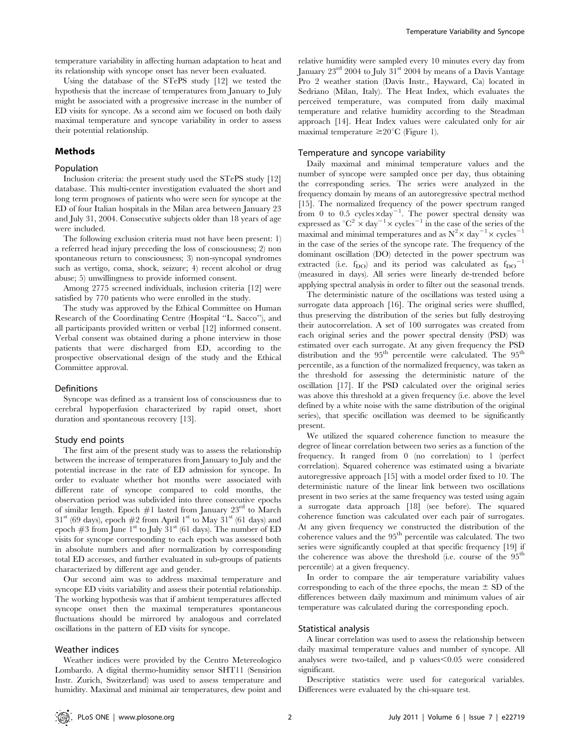temperature variability in affecting human adaptation to heat and its relationship with syncope onset has never been evaluated.

Using the database of the STePS study [12] we tested the hypothesis that the increase of temperatures from January to July might be associated with a progressive increase in the number of ED visits for syncope. As a second aim we focused on both daily maximal temperature and syncope variability in order to assess their potential relationship.

## Methods

### Population

Inclusion criteria: the present study used the STePS study [12] database. This multi-center investigation evaluated the short and long term prognoses of patients who were seen for syncope at the ED of four Italian hospitals in the Milan area between January 23 and July 31, 2004. Consecutive subjects older than 18 years of age were included.

The following exclusion criteria must not have been present: 1) a referred head injury preceding the loss of consciousness; 2) non spontaneous return to consciousness; 3) non-syncopal syndromes such as vertigo, coma, shock, seizure; 4) recent alcohol or drug abuse; 5) unwillingness to provide informed consent.

Among 2775 screened individuals, inclusion criteria [12] were satisfied by 770 patients who were enrolled in the study.

The study was approved by the Ethical Committee on Human Research of the Coordinating Centre (Hospital "L. Sacco"), and all participants provided written or verbal [12] informed consent. Verbal consent was obtained during a phone interview in those patients that were discharged from ED, according to the prospective observational design of the study and the Ethical Committee approval.

### Definitions

Syncope was defined as a transient loss of consciousness due to cerebral hypoperfusion characterized by rapid onset, short duration and spontaneous recovery [13].

### Study end points

The first aim of the present study was to assess the relationship between the increase of temperatures from January to July and the potential increase in the rate of ED admission for syncope. In order to evaluate whether hot months were associated with different rate of syncope compared to cold months, the observation period was subdivided into three consecutive epochs of similar length. Epoch #1 lasted from January 23$^{rd}$ to March 31$^{st}$ (69 days), epoch #2 from April 1$^{st}$ to May 31$^{st}$ (61 days) and epoch #3 from June 1$^{st}$ to July 31$^{st}$ (61 days). The number of ED visits for syncope corresponding to each epoch was assessed both in absolute numbers and after normalization by corresponding total ED accesses, and further evaluated in sub-groups of patients characterized by different age and gender.

Our second aim was to address maximal temperature and syncope ED visits variability and assess their potential relationship. The working hypothesis was that if ambient temperatures affected syncope onset then the maximal temperatures spontaneous fluctuations should be mirrored by analogous and correlated oscillations in the pattern of ED visits for syncope.

### Weather indices

Weather indices were provided by the Centro Metereologico Lombardo. A digital thermo-humidity sensor SHT11 (Sensirion Instr. Zurich, Switzerland) was used to assess temperature and humidity. Maximal and minimal air temperatures, dew point and relative humidity were sampled every 10 minutes every day from January 23$^{rd}$ 2004 to July 31$^{st}$ 2004 by means of a Davis Vantage Pro 2 weather station (Davis Instr., Hayward, Ca) located in Sedriano (Milan, Italy). The Heat Index, which evaluates the perceived temperature, was computed from daily maximal temperature and relative humidity according to the Steadman approach [14]. Heat Index values were calculated only for air maximal temperature $\geq 20°C$ (Figure 1).

### Temperature and syncope variability

Daily maximal and minimal temperature values and the number of syncope were sampled once per day, thus obtaining the corresponding series. The series were analyzed in the frequency domain by means of an autoregressive spectral method [15]. The normalized frequency of the power spectrum ranged from 0 to 0.5 cycles$\times$day$^{-1}$. The power spectral density was expressed as $°C^2 \times day^{-1} \times cycles^{-1}$ in the case of the series of the maximal and minimal temperatures and as $N^2 \times day^{-1} \times cycles^{-1}$ in the case of the series of the syncope rate. The frequency of the dominant oscillation (DO) detected in the power spectrum was extracted (i.e. $f_{DO}$) and its period was calculated as $f_{DO}^{-1}$ (measured in days). All series were linearly de-trended before applying spectral analysis in order to filter out the seasonal trends.

The deterministic nature of the oscillations was tested using a surrogate data approach [16]. The original series were shuffled, thus preserving the distribution of the series but fully destroying their autocorrelation. A set of 100 surrogates was created from each original series and the power spectral density (PSD) was estimated over each surrogate. At any given frequency the PSD distribution and the 95$^{th}$ percentile were calculated. The 95$^{th}$ percentile, as a function of the normalized frequency, was taken as the threshold for assessing the deterministic nature of the oscillation [17]. If the PSD calculated over the original series was above this threshold at a given frequency (i.e. above the level defined by a white noise with the same distribution of the original series), that specific oscillation was deemed to be significantly present.

We utilized the squared coherence function to measure the degree of linear correlation between two series as a function of the frequency. It ranged from 0 (no correlation) to 1 (perfect correlation). Squared coherence was estimated using a bivariate autoregressive approach [15] with a model order fixed to 10. The deterministic nature of the linear link between two oscillations present in two series at the same frequency was tested using again a surrogate data approach [18] (see before). The squared coherence function was calculated over each pair of surrogates. At any given frequency we constructed the distribution of the coherence values and the 95$^{th}$ percentile was calculated. The two series were significantly coupled at that specific frequency [19] if the coherence was above the threshold (i.e. course of the 95$^{th}$ percentile) at a given frequency.

In order to compare the air temperature variability values corresponding to each of the three epochs, the mean $\pm$ SD of the differences between daily maximum and minimum values of air temperature was calculated during the corresponding epoch.

### Statistical analysis

A linear correlation was used to assess the relationship between daily maximal temperature values and number of syncope. All analyses were two-tailed, and p values$<0.05$ were considered significant.

Descriptive statistics were used for categorical variables. Differences were evaluated by the chi-square test.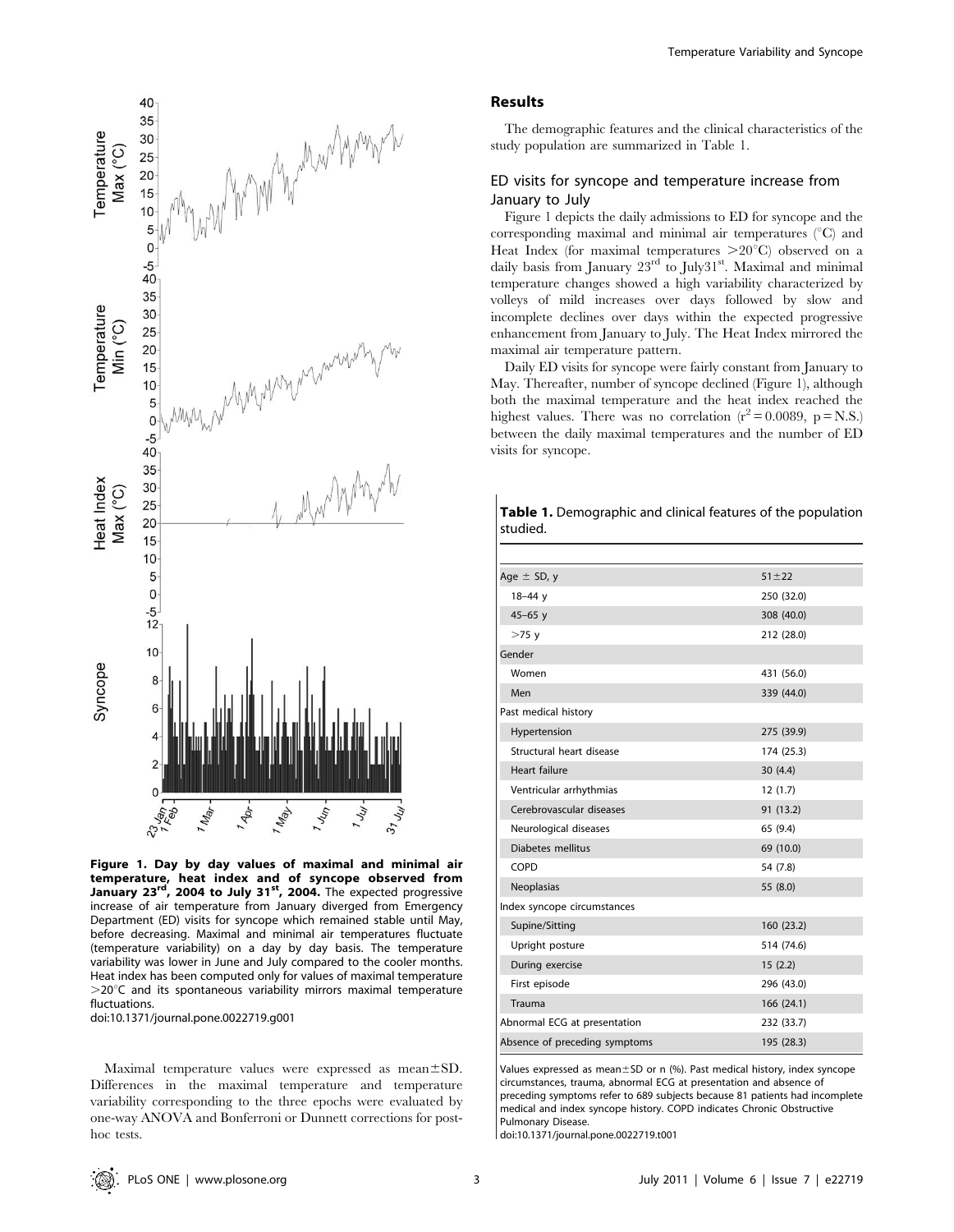**Figure 1. Day by day values of maximal and minimal air temperature, heat index and of syncope observed from January 23rd, 2004 to July 31st, 2004.** The expected progressive increase of air temperature from January diverged from Emergency Department (ED) visits for syncope which remained stable until May, before decreasing. Maximal and minimal air temperatures fluctuate (temperature variability) on a day by day basis. The temperature variability was lower in June and July compared to the cooler months. Heat index has been computed only for values of maximal temperature >20°C and its spontaneous variability mirrors maximal temperature fluctuations.
doi:10.1371/journal.pone.0022719.g001

Maximal temperature values were expressed as mean±SD. Differences in the maximal temperature and temperature variability corresponding to the three epochs were evaluated by one-way ANOVA and Bonferroni or Dunnett corrections for post-hoc tests.

## Results

The demographic features and the clinical characteristics of the study population are summarized in Table 1.

### ED visits for syncope and temperature increase from January to July

Figure 1 depicts the daily admissions to ED for syncope and the corresponding maximal and minimal air temperatures (°C) and Heat Index (for maximal temperatures >20°C) observed on a daily basis from January 23rd to July31st. Maximal and minimal temperature changes showed a high variability characterized by volleys of mild increases over days followed by slow and incomplete declines over days within the expected progressive enhancement from January to July. The Heat Index mirrored the maximal air temperature pattern.

Daily ED visits for syncope were fairly constant from January to May. Thereafter, number of syncope declined (Figure 1), although both the maximal temperature and the heat index reached the highest values. There was no correlation ($r^2 = 0.0089$, p = N.S.) between the daily maximal temperatures and the number of ED visits for syncope.

**Table 1.** Demographic and clinical features of the population studied.

| | |
|---|---|
| Age ± SD, y | 51±22 |
| 18–44 y | 250 (32.0) |
| 45–65 y | 308 (40.0) |
| >75 y | 212 (28.0) |
| Gender | |
| Women | 431 (56.0) |
| Men | 339 (44.0) |
| Past medical history | |
| Hypertension | 275 (39.9) |
| Structural heart disease | 174 (25.3) |
| Heart failure | 30 (4.4) |
| Ventricular arrhythmias | 12 (1.7) |
| Cerebrovascular diseases | 91 (13.2) |
| Neurological diseases | 65 (9.4) |
| Diabetes mellitus | 69 (10.0) |
| COPD | 54 (7.8) |
| Neoplasias | 55 (8.0) |
| Index syncope circumstances | |
| Supine/Sitting | 160 (23.2) |
| Upright posture | 514 (74.6) |
| During exercise | 15 (2.2) |
| First episode | 296 (43.0) |
| Trauma | 166 (24.1) |
| Abnormal ECG at presentation | 232 (33.7) |
| Absence of preceding symptoms | 195 (28.3) |

Values expressed as mean±SD or n (%). Past medical history, index syncope circumstances, trauma, abnormal ECG at presentation and absence of preceding symptoms refer to 689 subjects because 81 patients had incomplete medical and index syncope history. COPD indicates Chronic Obstructive Pulmonary Disease.
doi:10.1371/journal.pone.0022719.t001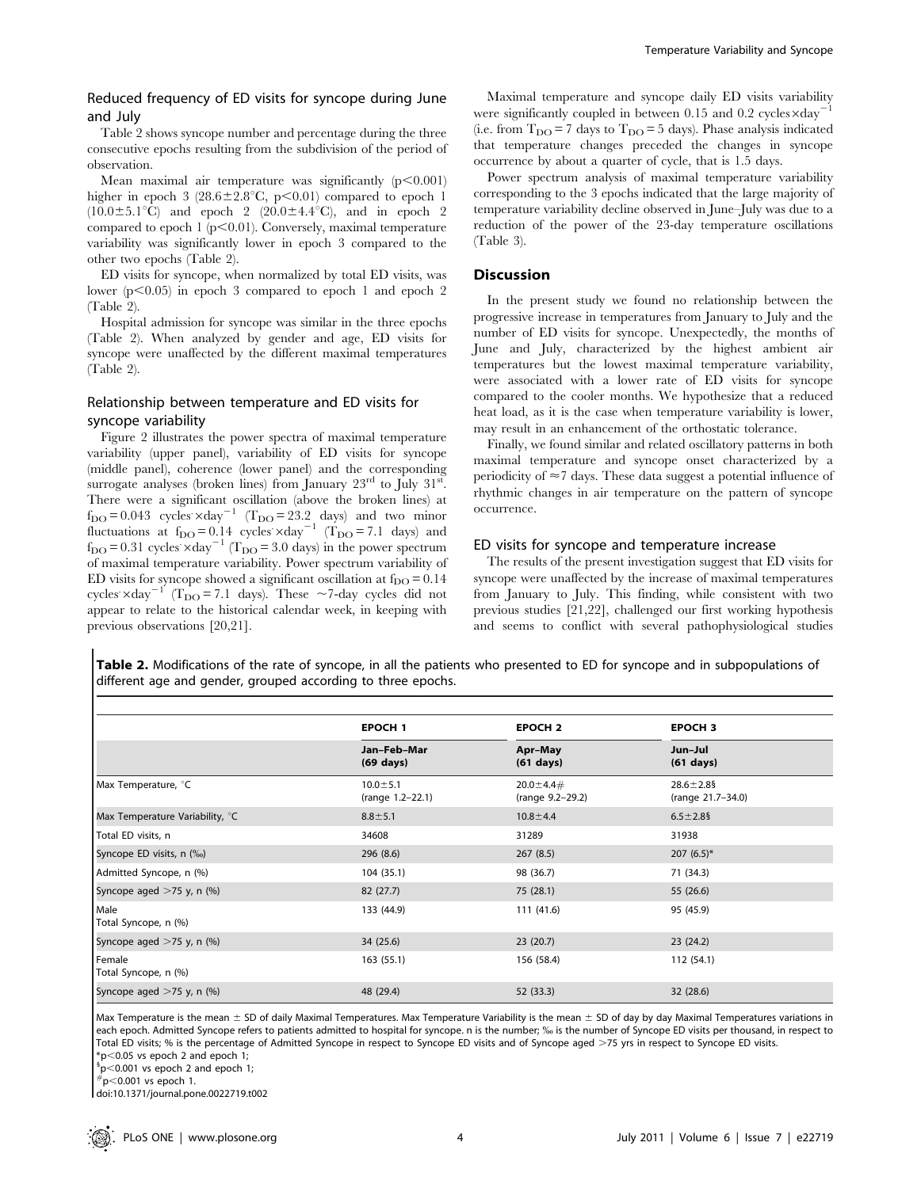### Reduced frequency of ED visits for syncope during June and July

Table 2 shows syncope number and percentage during the three consecutive epochs resulting from the subdivision of the period of observation.

Mean maximal air temperature was significantly ($p<0.001$) higher in epoch 3 (28.6±2.8°C, $p<0.01$) compared to epoch 1 (10.0±5.1°C) and epoch 2 (20.0±4.4°C), and in epoch 2 compared to epoch 1 ($p<0.01$). Conversely, maximal temperature variability was significantly lower in epoch 3 compared to the other two epochs (Table 2).

ED visits for syncope, when normalized by total ED visits, was lower ($p<0.05$) in epoch 3 compared to epoch 1 and epoch 2 (Table 2).

Hospital admission for syncope was similar in the three epochs (Table 2). When analyzed by gender and age, ED visits for syncope were unaffected by the different maximal temperatures (Table 2).

### Relationship between temperature and ED visits for syncope variability

Figure 2 illustrates the power spectra of maximal temperature variability (upper panel), variability of ED visits for syncope (middle panel), coherence (lower panel) and the corresponding surrogate analyses (broken lines) from January 23rd to July 31st. There were a significant oscillation (above the broken lines) at $f_{DO}=0.043$ cycles $\times \text{day}^{-1}$ ($T_{DO}=23.2$ days) and two minor fluctuations at $f_{DO}=0.14$ cycles $\times \text{day}^{-1}$ ($T_{DO}=7.1$ days) and $f_{DO}=0.31$ cycles $\times \text{day}^{-1}$ ($T_{DO}=3.0$ days) in the power spectrum of maximal temperature variability. Power spectrum variability of ED visits for syncope showed a significant oscillation at $f_{DO}=0.14$ cycles $\times \text{day}^{-1}$ ($T_{DO}=7.1$ days). These ~7-day cycles did not appear to relate to the historical calendar week, in keeping with previous observations [20,21].

Maximal temperature and syncope daily ED visits variability were significantly coupled in between 0.15 and 0.2 cycles $\times \text{day}^{-1}$ (i.e. from $T_{DO}=7$ days to $T_{DO}=5$ days). Phase analysis indicated that temperature changes preceded the changes in syncope occurrence by about a quarter of cycle, that is 1.5 days.

Power spectrum analysis of maximal temperature variability corresponding to the 3 epochs indicated that the large majority of temperature variability decline observed in June–July was due to a reduction of the power of the 23-day temperature oscillations (Table 3).

## Discussion

In the present study we found no relationship between the progressive increase in temperatures from January to July and the number of ED visits for syncope. Unexpectedly, the months of June and July, characterized by the highest ambient air temperatures but the lowest maximal temperature variability, were associated with a lower rate of ED visits for syncope compared to the cooler months. We hypothesize that a reduced heat load, as it is the case when temperature variability is lower, may result in an enhancement of the orthostatic tolerance.

Finally, we found similar and related oscillatory patterns in both maximal temperature and syncope onset characterized by a periodicity of ≈7 days. These data suggest a potential influence of rhythmic changes in air temperature on the pattern of syncope occurrence.

### ED visits for syncope and temperature increase

The results of the present investigation suggest that ED visits for syncope were unaffected by the increase of maximal temperatures from January to July. This finding, while consistent with two previous studies [21,22], challenged our first working hypothesis and seems to conflict with several pathophysiological studies

**Table 2.** Modifications of the rate of syncope, in all the patients who presented to ED for syncope and in subpopulations of different age and gender, grouped according to three epochs.

| | EPOCH 1 | EPOCH 2 | EPOCH 3 |
|---|---|---|---|
| | Jan–Feb–Mar (69 days) | Apr–May (61 days) | Jun–Jul (61 days) |
| Max Temperature, °C | 10.0±5.1 (range 1.2–22.1) | 20.0±4.4# (range 9.2–29.2) | 28.6±2.8§ (range 21.7–34.0) |
| Max Temperature Variability, °C | 8.8±5.1 | 10.8±4.4 | 6.5±2.8§ |
| Total ED visits, n | 34608 | 31289 | 31938 |
| Syncope ED visits, n (‰) | 296 (8.6) | 267 (8.5) | 207 (6.5)* |
| Admitted Syncope, n (%) | 104 (35.1) | 98 (36.7) | 71 (34.3) |
| Syncope aged >75 y, n (%) | 82 (27.7) | 75 (28.1) | 55 (26.6) |
| Male Total Syncope, n (%) | 133 (44.9) | 111 (41.6) | 95 (45.9) |
| Syncope aged >75 y, n (%) | 34 (25.6) | 23 (20.7) | 23 (24.2) |
| Female Total Syncope, n (%) | 163 (55.1) | 156 (58.4) | 112 (54.1) |
| Syncope aged >75 y, n (%) | 48 (29.4) | 52 (33.3) | 32 (28.6) |

Max Temperature is the mean ± SD of daily Maximal Temperatures. Max Temperature Variability is the mean ± SD of day by day Maximal Temperatures variations in each epoch. Admitted Syncope refers to patients admitted to hospital for syncope. n is the number; ‰ is the number of Syncope ED visits per thousand, in respect to Total ED visits; % is the percentage of Admitted Syncope in respect to Syncope ED visits and of Syncope aged >75 yrs in respect to Syncope ED visits.

*$p<0.05$ vs epoch 2 and epoch 1;

§$p<0.001$ vs epoch 2 and epoch 1;

#$p<0.001$ vs epoch 1.

doi:10.1371/journal.pone.0022719.t002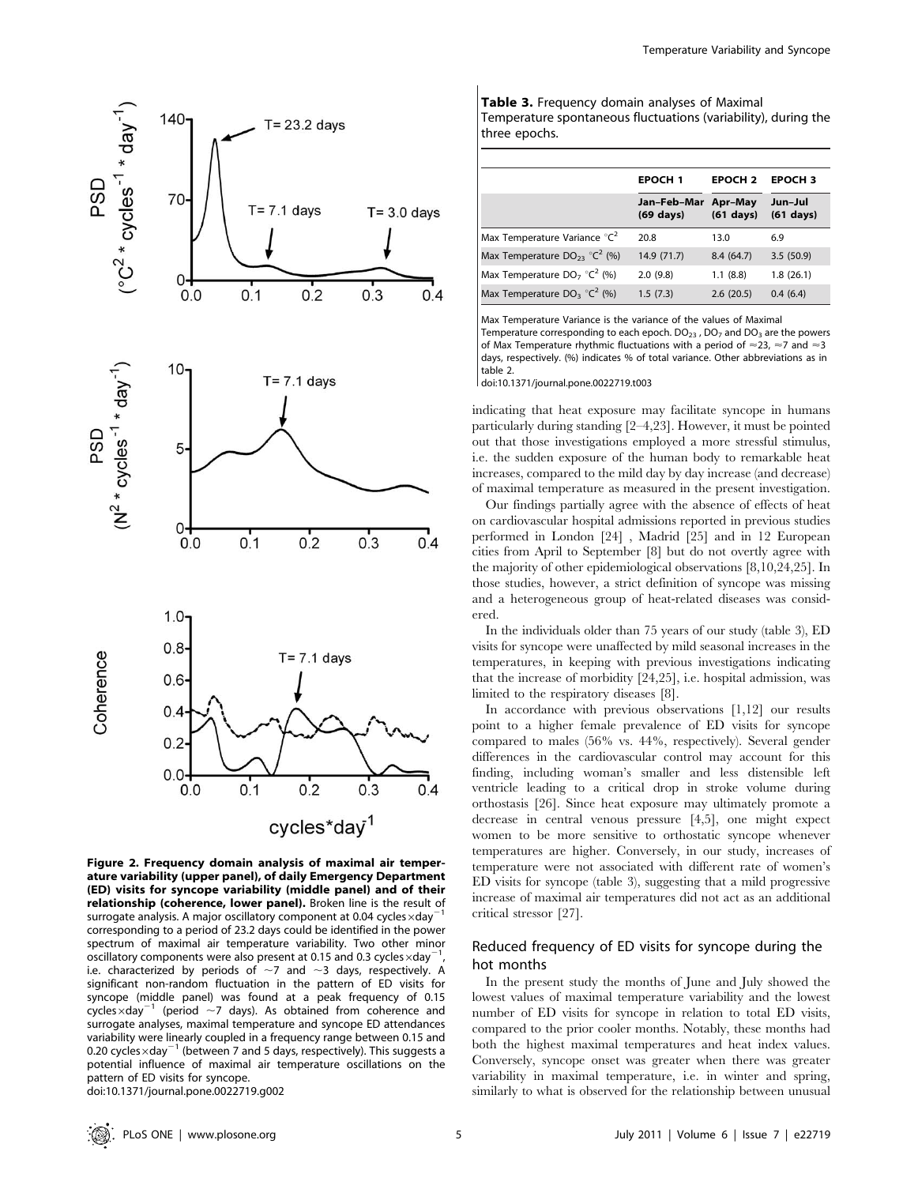**Figure 2. Frequency domain analysis of maximal air temperature variability (upper panel), of daily Emergency Department (ED) visits for syncope variability (middle panel) and of their relationship (coherence, lower panel).** Broken line is the result of surrogate analysis. A major oscillatory component at 0.04 cycles×day$^{-1}$ corresponding to a period of 23.2 days could be identified in the power spectrum of maximal air temperature variability. Two other minor oscillatory components were also present at 0.15 and 0.3 cycles×day$^{-1}$, i.e. characterized by periods of ~7 and ~3 days, respectively. A significant non-random fluctuation in the pattern of ED visits for syncope (middle panel) was found at a peak frequency of 0.15 cycles×day$^{-1}$ (period ~7 days). As obtained from coherence and surrogate analyses, maximal temperature and syncope ED attendances variability were linearly coupled in a frequency range between 0.15 and 0.20 cycles×day$^{-1}$ (between 7 and 5 days, respectively). This suggests a potential influence of maximal air temperature oscillations on the pattern of ED visits for syncope.
doi:10.1371/journal.pone.0022719.g002

**Table 3.** Frequency domain analyses of Maximal Temperature spontaneous fluctuations (variability), during the three epochs.

| | EPOCH 1 | EPOCH 2 | EPOCH 3 |
|---|---|---|---|
| | Jan–Feb–Mar (69 days) | Apr–May (61 days) | Jun–Jul (61 days) |
| Max Temperature Variance °C$^2$ | 20.8 | 13.0 | 6.9 |
| Max Temperature $DO_{23}$ °C$^2$ (%) | 14.9 (71.7) | 8.4 (64.7) | 3.5 (50.9) |
| Max Temperature $DO_7$ °C$^2$ (%) | 2.0 (9.8) | 1.1 (8.8) | 1.8 (26.1) |
| Max Temperature $DO_3$ °C$^2$ (%) | 1.5 (7.3) | 2.6 (20.5) | 0.4 (6.4) |

Max Temperature Variance is the variance of the values of Maximal Temperature corresponding to each epoch. $DO_{23}$, $DO_7$ and $DO_3$ are the powers of Max Temperature rhythmic fluctuations with a period of ≈23, ≈7 and ≈3 days, respectively. (%) indicates % of total variance. Other abbreviations as in table 2.
doi:10.1371/journal.pone.0022719.t003

indicating that heat exposure may facilitate syncope in humans particularly during standing [2–4,23]. However, it must be pointed out that those investigations employed a more stressful stimulus, i.e. the sudden exposure of the human body to remarkable heat increases, compared to the mild day by day increase (and decrease) of maximal temperature as measured in the present investigation.

Our findings partially agree with the absence of effects of heat on cardiovascular hospital admissions reported in previous studies performed in London [24] , Madrid [25] and in 12 European cities from April to September [8] but do not overtly agree with the majority of other epidemiological observations [8,10,24,25]. In those studies, however, a strict definition of syncope was missing and a heterogeneous group of heat-related diseases was considered.

In the individuals older than 75 years of our study (table 3), ED visits for syncope were unaffected by mild seasonal increases in the temperatures, in keeping with previous investigations indicating that the increase of morbidity [24,25], i.e. hospital admission, was limited to the respiratory diseases [8].

In accordance with previous observations [1,12] our results point to a higher female prevalence of ED visits for syncope compared to males (56% vs. 44%, respectively). Several gender differences in the cardiovascular control may account for this finding, including woman's smaller and less distensible left ventricle leading to a critical drop in stroke volume during orthostasis [26]. Since heat exposure may ultimately promote a decrease in central venous pressure [4,5], one might expect women to be more sensitive to orthostatic syncope whenever temperatures are higher. Conversely, in our study, increases of temperature were not associated with different rate of women's ED visits for syncope (table 3), suggesting that a mild progressive increase of maximal air temperatures did not act as an additional critical stressor [27].

## Reduced frequency of ED visits for syncope during the hot months

In the present study the months of June and July showed the lowest values of maximal temperature variability and the lowest number of ED visits for syncope in relation to total ED visits, compared to the prior cooler months. Notably, these months had both the highest maximal temperatures and heat index values. Conversely, syncope onset was greater when there was greater variability in maximal temperature, i.e. in winter and spring, similarly to what is observed for the relationship between unusual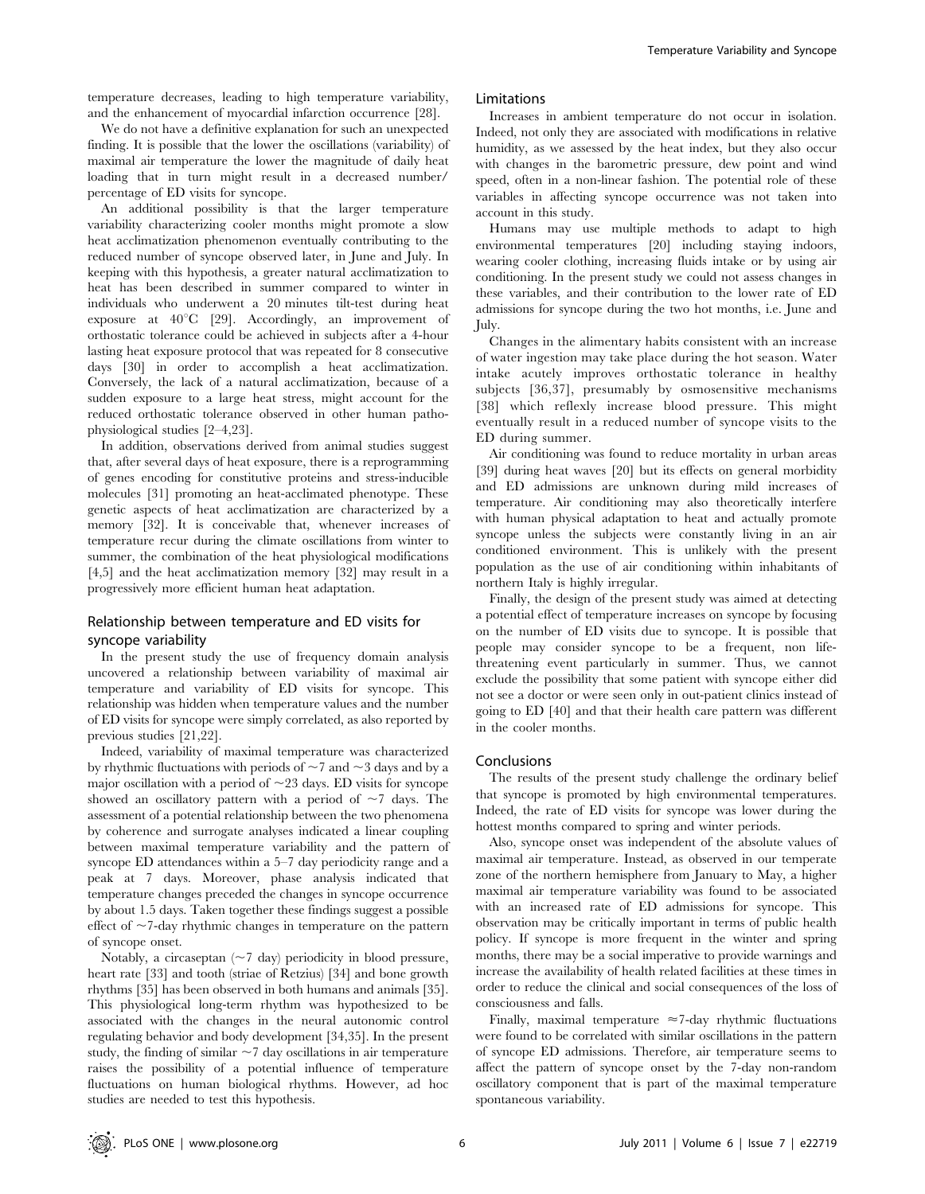temperature decreases, leading to high temperature variability, and the enhancement of myocardial infarction occurrence [28].

We do not have a definitive explanation for such an unexpected finding. It is possible that the lower the oscillations (variability) of maximal air temperature the lower the magnitude of daily heat loading that in turn might result in a decreased number/percentage of ED visits for syncope.

An additional possibility is that the larger temperature variability characterizing cooler months might promote a slow heat acclimatization phenomenon eventually contributing to the reduced number of syncope observed later, in June and July. In keeping with this hypothesis, a greater natural acclimatization to heat has been described in summer compared to winter in individuals who underwent a 20 minutes tilt-test during heat exposure at 40°C [29]. Accordingly, an improvement of orthostatic tolerance could be achieved in subjects after a 4-hour lasting heat exposure protocol that was repeated for 8 consecutive days [30] in order to accomplish a heat acclimatization. Conversely, the lack of a natural acclimatization, because of a sudden exposure to a large heat stress, might account for the reduced orthostatic tolerance observed in other human pathophysiological studies [2–4,23].

In addition, observations derived from animal studies suggest that, after several days of heat exposure, there is a reprogramming of genes encoding for constitutive proteins and stress-inducible molecules [31] promoting an heat-acclimated phenotype. These genetic aspects of heat acclimatization are characterized by a memory [32]. It is conceivable that, whenever increases of temperature recur during the climate oscillations from winter to summer, the combination of the heat physiological modifications [4,5] and the heat acclimatization memory [32] may result in a progressively more efficient human heat adaptation.

## Relationship between temperature and ED visits for syncope variability

In the present study the use of frequency domain analysis uncovered a relationship between variability of maximal air temperature and variability of ED visits for syncope. This relationship was hidden when temperature values and the number of ED visits for syncope were simply correlated, as also reported by previous studies [21,22].

Indeed, variability of maximal temperature was characterized by rhythmic fluctuations with periods of ~7 and ~3 days and by a major oscillation with a period of ~23 days. ED visits for syncope showed an oscillatory pattern with a period of ~7 days. The assessment of a potential relationship between the two phenomena by coherence and surrogate analyses indicated a linear coupling between maximal temperature variability and the pattern of syncope ED attendances within a 5–7 day periodicity range and a peak at 7 days. Moreover, phase analysis indicated that temperature changes preceded the changes in syncope occurrence by about 1.5 days. Taken together these findings suggest a possible effect of ~7-day rhythmic changes in temperature on the pattern of syncope onset.

Notably, a circaseptan (~7 day) periodicity in blood pressure, heart rate [33] and tooth (striae of Retzius) [34] and bone growth rhythms [35] has been observed in both humans and animals [35]. This physiological long-term rhythm was hypothesized to be associated with the changes in the neural autonomic control regulating behavior and body development [34,35]. In the present study, the finding of similar ~7 day oscillations in air temperature raises the possibility of a potential influence of temperature fluctuations on human biological rhythms. However, ad hoc studies are needed to test this hypothesis.

## Limitations

Increases in ambient temperature do not occur in isolation. Indeed, not only they are associated with modifications in relative humidity, as we assessed by the heat index, but they also occur with changes in the barometric pressure, dew point and wind speed, often in a non-linear fashion. The potential role of these variables in affecting syncope occurrence was not taken into account in this study.

Humans may use multiple methods to adapt to high environmental temperatures [20] including staying indoors, wearing cooler clothing, increasing fluids intake or by using air conditioning. In the present study we could not assess changes in these variables, and their contribution to the lower rate of ED admissions for syncope during the two hot months, i.e. June and July.

Changes in the alimentary habits consistent with an increase of water ingestion may take place during the hot season. Water intake acutely improves orthostatic tolerance in healthy subjects [36,37], presumably by osmosensitive mechanisms [38] which reflexly increase blood pressure. This might eventually result in a reduced number of syncope visits to the ED during summer.

Air conditioning was found to reduce mortality in urban areas [39] during heat waves [20] but its effects on general morbidity and ED admissions are unknown during mild increases of temperature. Air conditioning may also theoretically interfere with human physical adaptation to heat and actually promote syncope unless the subjects were constantly living in an air conditioned environment. This is unlikely with the present population as the use of air conditioning within inhabitants of northern Italy is highly irregular.

Finally, the design of the present study was aimed at detecting a potential effect of temperature increases on syncope by focusing on the number of ED visits due to syncope. It is possible that people may consider syncope to be a frequent, non life-threatening event particularly in summer. Thus, we cannot exclude the possibility that some patient with syncope either did not see a doctor or were seen only in out-patient clinics instead of going to ED [40] and that their health care pattern was different in the cooler months.

## Conclusions

The results of the present study challenge the ordinary belief that syncope is promoted by high environmental temperatures. Indeed, the rate of ED visits for syncope was lower during the hottest months compared to spring and winter periods.

Also, syncope onset was independent of the absolute values of maximal air temperature. Instead, as observed in our temperate zone of the northern hemisphere from January to May, a higher maximal air temperature variability was found to be associated with an increased rate of ED admissions for syncope. This observation may be critically important in terms of public health policy. If syncope is more frequent in the winter and spring months, there may be a social imperative to provide warnings and increase the availability of health related facilities at these times in order to reduce the clinical and social consequences of the loss of consciousness and falls.

Finally, maximal temperature ≈7-day rhythmic fluctuations were found to be correlated with similar oscillations in the pattern of syncope ED admissions. Therefore, air temperature seems to affect the pattern of syncope onset by the 7-day non-random oscillatory component that is part of the maximal temperature spontaneous variability.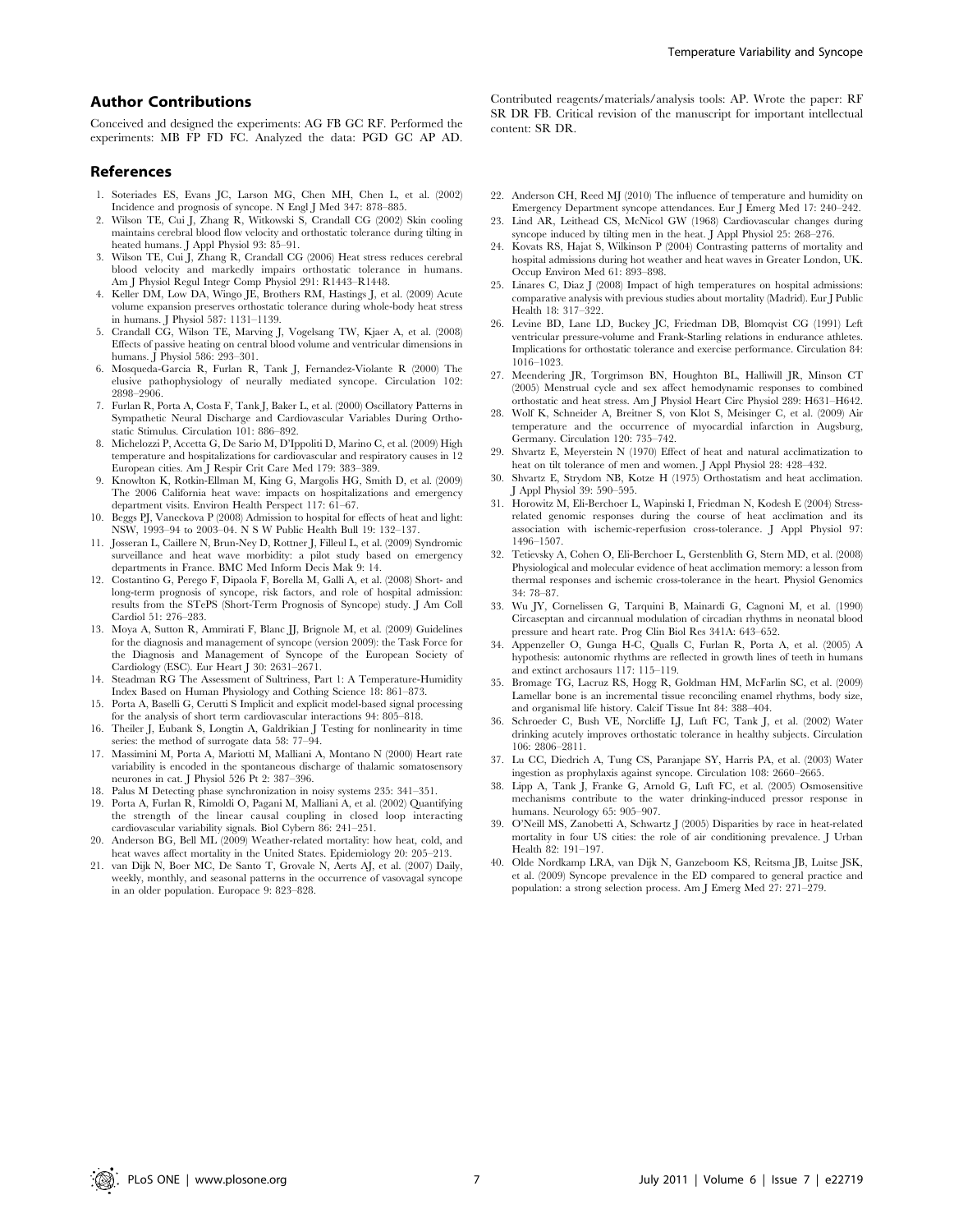## Author Contributions

Conceived and designed the experiments: AG FB GC RF. Performed the experiments: MB FP FD FC. Analyzed the data: PGD GC AP AD. Contributed reagents/materials/analysis tools: AP. Wrote the paper: RF SR DR FB. Critical revision of the manuscript for important intellectual content: SR DR.

## References

1. Soteriades ES, Evans JC, Larson MG, Chen MH, Chen L, et al. (2002) Incidence and prognosis of syncope. N Engl J Med 347: 878–885.
2. Wilson TE, Cui J, Zhang R, Witkowski S, Crandall CG (2002) Skin cooling maintains cerebral blood flow velocity and orthostatic tolerance during tilting in heated humans. J Appl Physiol 93: 85–91.
3. Wilson TE, Cui J, Zhang R, Crandall CG (2006) Heat stress reduces cerebral blood velocity and markedly impairs orthostatic tolerance in humans. Am J Physiol Regul Integr Comp Physiol 291: R1443–R1448.
4. Keller DM, Low DA, Wingo JE, Brothers RM, Hastings J, et al. (2009) Acute volume expansion preserves orthostatic tolerance during whole-body heat stress in humans. J Physiol 587: 1131–1139.
5. Crandall CG, Wilson TE, Marving J, Vogelsang TW, Kjaer A, et al. (2008) Effects of passive heating on central blood volume and ventricular dimensions in humans. J Physiol 586: 293–301.
6. Mosqueda-Garcia R, Furlan R, Tank J, Fernandez-Violante R (2000) The elusive pathophysiology of neurally mediated syncope. Circulation 102: 2898–2906.
7. Furlan R, Porta A, Costa F, Tank J, Baker L, et al. (2000) Oscillatory Patterns in Sympathetic Neural Discharge and Cardiovascular Variables During Orthostatic Stimulus. Circulation 101: 886–892.
8. Michelozzi P, Accetta G, De Sario M, D'Ippoliti D, Marino C, et al. (2009) High temperature and hospitalizations for cardiovascular and respiratory causes in 12 European cities. Am J Respir Crit Care Med 179: 383–389.
9. Knowlton K, Rotkin-Ellman M, King G, Margolis HG, Smith D, et al. (2009) The 2006 California heat wave: impacts on hospitalizations and emergency department visits. Environ Health Perspect 117: 61–67.
10. Beggs PJ, Vaneckova P (2008) Admission to hospital for effects of heat and light: NSW, 1993–94 to 2003–04. N S W Public Health Bull 19: 132–137.
11. Josseran L, Caillere N, Brun-Ney D, Rottner J, Filleul L, et al. (2009) Syndromic surveillance and heat wave morbidity: a pilot study based on emergency departments in France. BMC Med Inform Decis Mak 9: 14.
12. Costantino G, Perego F, Dipaola F, Borella M, Galli A, et al. (2008) Short- and long-term prognosis of syncope, risk factors, and role of hospital admission: results from the STePS (Short-Term Prognosis of Syncope) study. J Am Coll Cardiol 51: 276–283.
13. Moya A, Sutton R, Ammirati F, Blanc JJ, Brignole M, et al. (2009) Guidelines for the diagnosis and management of syncope (version 2009): the Task Force for the Diagnosis and Management of Syncope of the European Society of Cardiology (ESC). Eur Heart J 30: 2631–2671.
14. Steadman RG The Assessment of Sultriness, Part 1: A Temperature-Humidity Index Based on Human Physiology and Cothing Science 18: 861–873.
15. Porta A, Baselli G, Cerutti S Implicit and explicit model-based signal processing for the analysis of short term cardiovascular interactions 94: 805–818.
16. Theiler J, Eubank S, Longtin A, Galdrikian J Testing for nonlinearity in time series: the method of surrogate data 58: 77–94.
17. Massimini M, Porta A, Mariotti M, Malliani A, Montano N (2000) Heart rate variability is encoded in the spontaneous discharge of thalamic somatosensory neurones in cat. J Physiol 526 Pt 2: 387–396.
18. Palus M Detecting phase synchronization in noisy systems 235: 341–351.
19. Porta A, Furlan R, Rimoldi O, Pagani M, Malliani A, et al. (2002) Quantifying the strength of the linear causal coupling in closed loop interacting cardiovascular variability signals. Biol Cybern 86: 241–251.
20. Anderson BG, Bell ML (2009) Weather-related mortality: how heat, cold, and heat waves affect mortality in the United States. Epidemiology 20: 205–213.
21. van Dijk N, Boer MC, De Santo T, Grovale N, Aerts AJ, et al. (2007) Daily, weekly, monthly, and seasonal patterns in the occurrence of vasovagal syncope in an older population. Europace 9: 823–828.
22. Anderson CH, Reed MJ (2010) The influence of temperature and humidity on Emergency Department syncope attendances. Eur J Emerg Med 17: 240–242.
23. Lind AR, Leithead CS, McNicol GW (1968) Cardiovascular changes during syncope induced by tilting men in the heat. J Appl Physiol 25: 268–276.
24. Kovats RS, Hajat S, Wilkinson P (2004) Contrasting patterns of mortality and hospital admissions during hot weather and heat waves in Greater London, UK. Occup Environ Med 61: 893–898.
25. Linares C, Diaz J (2008) Impact of high temperatures on hospital admissions: comparative analysis with previous studies about mortality (Madrid). Eur J Public Health 18: 317–322.
26. Levine BD, Lane LD, Buckey JC, Friedman DB, Blomqvist CG (1991) Left ventricular pressure-volume and Frank-Starling relations in endurance athletes. Implications for orthostatic tolerance and exercise performance. Circulation 84: 1016–1023.
27. Meendering JR, Torgrimson BN, Houghton BL, Halliwill JR, Minson CT (2005) Menstrual cycle and sex affect hemodynamic responses to combined orthostatic and heat stress. Am J Physiol Heart Circ Physiol 289: H631–H642.
28. Wolf K, Schneider A, Breitner S, von Klot S, Meisinger C, et al. (2009) Air temperature and the occurrence of myocardial infarction in Augsburg, Germany. Circulation 120: 735–742.
29. Shvartz E, Meyerstein N (1970) Effect of heat and natural acclimatization to heat on tilt tolerance of men and women. J Appl Physiol 28: 428–432.
30. Shvartz E, Strydom NB, Kotze H (1975) Orthostatism and heat acclimation. J Appl Physiol 39: 590–595.
31. Horowitz M, Eli-Berchoer L, Wapinski I, Friedman N, Kodesh E (2004) Stress-related genomic responses during the course of heat acclimation and its association with ischemic-reperfusion cross-tolerance. J Appl Physiol 97: 1496–1507.
32. Tetievsky A, Cohen O, Eli-Berchoer L, Gerstenblith G, Stern MD, et al. (2008) Physiological and molecular evidence of heat acclimation memory: a lesson from thermal responses and ischemic cross-tolerance in the heart. Physiol Genomics 34: 78–87.
33. Wu JY, Cornelissen G, Tarquini B, Mainardi G, Cagnoni M, et al. (1990) Circaseptan and circannual modulation of circadian rhythms in neonatal blood pressure and heart rate. Prog Clin Biol Res 341A: 643–652.
34. Appenzeller O, Gunga H-C, Qualls C, Furlan R, Porta A, et al. (2005) A hypothesis: autonomic rhythms are reflected in growth lines of teeth in humans and extinct archosaurs 117: 115–119.
35. Bromage TG, Lacruz RS, Hogg R, Goldman HM, McFarlin SC, et al. (2009) Lamellar bone is an incremental tissue reconciling enamel rhythms, body size, and organismal life history. Calcif Tissue Int 84: 388–404.
36. Schroeder C, Bush VE, Norcliffe LJ, Luft FC, Tank J, et al. (2002) Water drinking acutely improves orthostatic tolerance in healthy subjects. Circulation 106: 2806–2811.
37. Lu CC, Diedrich A, Tung CS, Paranjape SY, Harris PA, et al. (2003) Water ingestion as prophylaxis against syncope. Circulation 108: 2660–2665.
38. Lipp A, Tank J, Franke G, Arnold G, Luft FC, et al. (2005) Osmosensitive mechanisms contribute to the water drinking-induced pressor response in humans. Neurology 65: 905–907.
39. O'Neill MS, Zanobetti A, Schwartz J (2005) Disparities by race in heat-related mortality in four US cities: the role of air conditioning prevalence. J Urban Health 82: 191–197.
40. Olde Nordkamp LRA, van Dijk N, Ganzeboom KS, Reitsma JB, Luitse JSK, et al. (2009) Syncope prevalence in the ED compared to general practice and population: a strong selection process. Am J Emerg Med 27: 271–279.